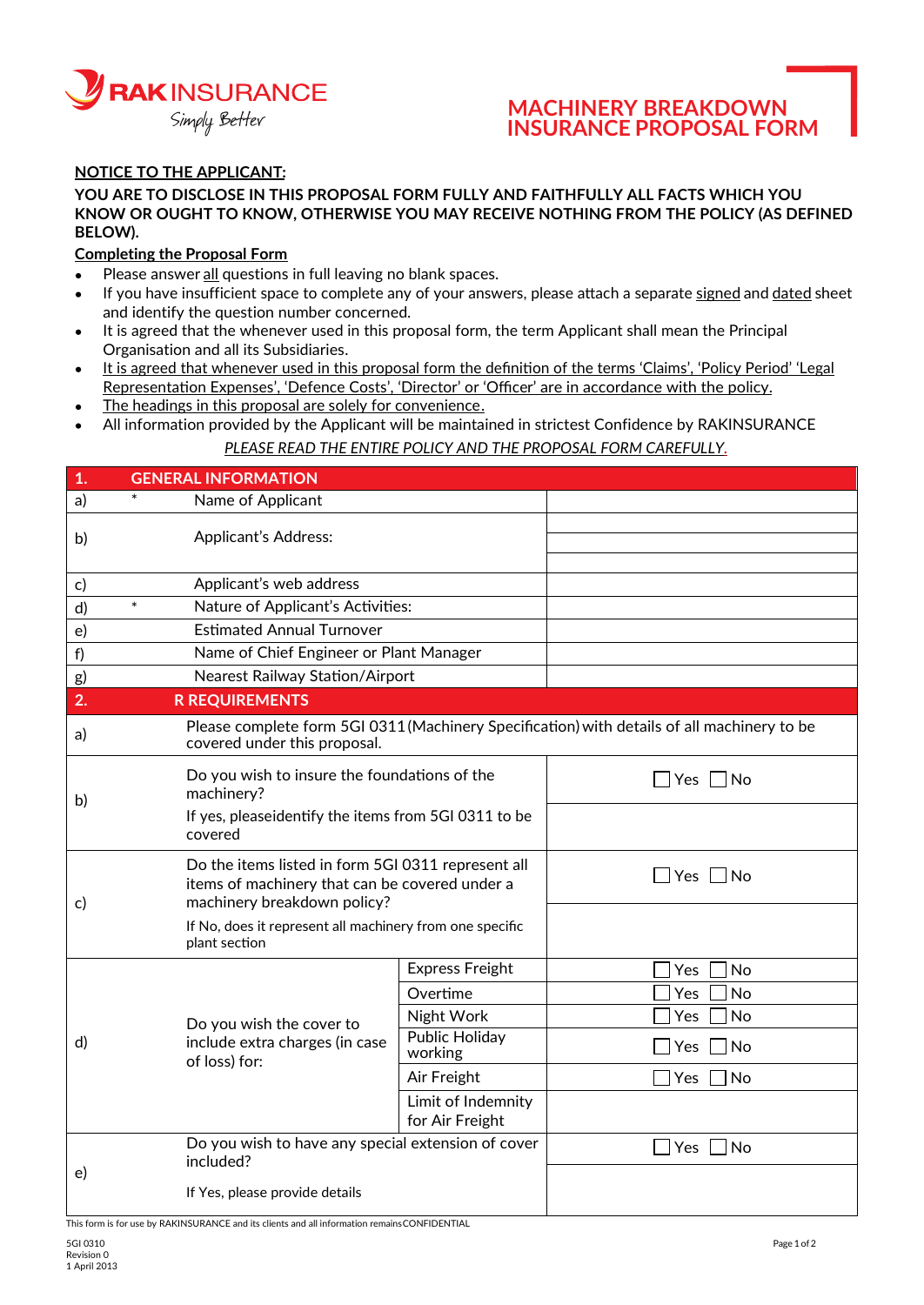RAK INSURANCE
Simply Better

# MACHINERY BREAKDOWN INSURANCE PROPOSAL FORM

**NOTICE TO THE APPLICANT:**

**YOU ARE TO DISCLOSE IN THIS PROPOSAL FORM FULLY AND FAITHFULLY ALL FACTS WHICH YOU KNOW OR OUGHT TO KNOW, OTHERWISE YOU MAY RECEIVE NOTHING FROM THE POLICY (AS DEFINED BELOW).**

**Completing the Proposal Form**

- Please answer all questions in full leaving no blank spaces.
- If you have insufficient space to complete any of your answers, please attach a separate signed and dated sheet and identify the question number concerned.
- It is agreed that the whenever used in this proposal form, the term Applicant shall mean the Principal Organisation and all its Subsidiaries.
- It is agreed that whenever used in this proposal form the definition of the terms 'Claims', 'Policy Period' 'Legal Representation Expenses', 'Defence Costs', 'Director' or 'Officer' are in accordance with the policy.
- The headings in this proposal are solely for convenience.
- All information provided by the Applicant will be maintained in strictest Confidence by RAKINSURANCE

*PLEASE READ THE ENTIRE POLICY AND THE PROPOSAL FORM CAREFULLY.*

| **1.** | **GENERAL INFORMATION** | |
|---|---|---|
| a) | * Name of Applicant | |
| b) | Applicant's Address: | |
| c) | Applicant's web address | |
| d) | * Nature of Applicant's Activities: | |
| e) | Estimated Annual Turnover | |
| f) | Name of Chief Engineer or Plant Manager | |
| g) | Nearest Railway Station/Airport | |

| **2.** | **R REQUIREMENTS** | | |
|---|---|---|---|
| a) | Please complete form 5GI 0311 (Machinery Specification) with details of all machinery to be covered under this proposal. | | |
| b) | Do you wish to insure the foundations of the machinery? | | ☐ Yes ☐ No |
| | If yes, pleaseidentify the items from 5GI 0311 to be covered | | |
| c) | Do the items listed in form 5GI 0311 represent all items of machinery that can be covered under a machinery breakdown policy? | | ☐ Yes ☐ No |
| | If No, does it represent all machinery from one specific plant section | | |
| d) | Do you wish the cover to include extra charges (in case of loss) for: | Express Freight | ☐ Yes ☐ No |
| | | Overtime | ☐ Yes ☐ No |
| | | Night Work | ☐ Yes ☐ No |
| | | Public Holiday working | ☐ Yes ☐ No |
| | | Air Freight | ☐ Yes ☐ No |
| | | Limit of Indemnity for Air Freight | |
| e) | Do you wish to have any special extension of cover included? | | ☐ Yes ☐ No |
| | If Yes, please provide details | | |

This form is for use by RAKINSURANCE and its clients and all information remains CONFIDENTIAL

5GI 0310
Revision 0
1 April 2013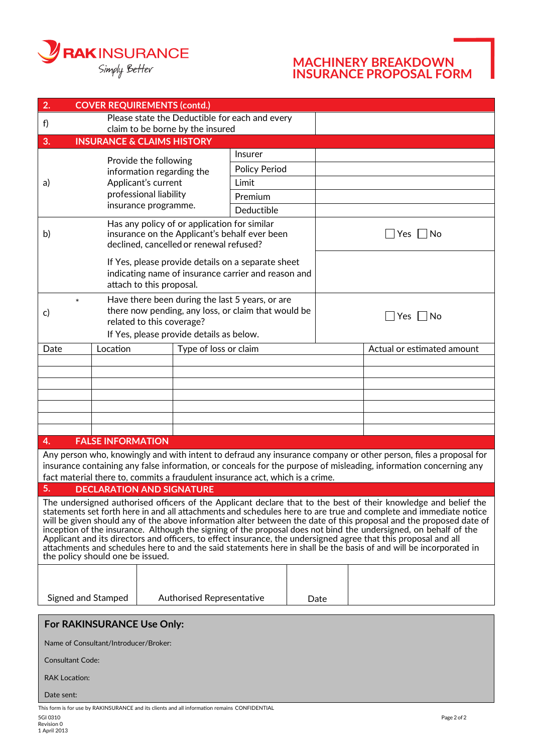RAKINSURANCE
Simply Better

# MACHINERY BREAKDOWN INSURANCE PROPOSAL FORM

## 2. COVER REQUIREMENTS (contd.)

| | | |
|---|---|---|
| f) | Please state the Deductible for each and every claim to be borne by the insured | |

## 3. INSURANCE & CLAIMS HISTORY

| | | | |
|---|---|---|---|
| a) | Provide the following information regarding the Applicant's current professional liability insurance programme. | Insurer | |
| | | Policy Period | |
| | | Limit | |
| | | Premium | |
| | | Deductible | |
| b) | Has any policy of or application for similar insurance on the Applicant's behalf ever been declined, cancelled or renewal refused? | | ☐ Yes ☐ No |
| | If Yes, please provide details on a separate sheet indicating name of insurance carrier and reason and attach to this proposal. | | |
| c) * | Have there been during the last 5 years, or are there now pending, any loss, or claim that would be related to this coverage? If Yes, please provide details as below. | | ☐ Yes ☐ No |

| Date | Location | Type of loss or claim | Actual or estimated amount |
|---|---|---|---|
| | | | |
| | | | |
| | | | |
| | | | |
| | | | |
| | | | |
| | | | |

## 4. FALSE INFORMATION

Any person who, knowingly and with intent to defraud any insurance company or other person, files a proposal for insurance containing any false information, or conceals for the purpose of misleading, information concerning any fact material there to, commits a fraudulent insurance act, which is a crime.

## 5. DECLARATION AND SIGNATURE

The undersigned authorised officers of the Applicant declare that to the best of their knowledge and belief the statements set forth here in and all attachments and schedules here to are true and complete and immediate notice will be given should any of the above information alter between the date of this proposal and the proposed date of inception of the insurance. Although the signing of the proposal does not bind the undersigned, on behalf of the Applicant and its directors and officers, to effect insurance, the undersigned agree that this proposal and all attachments and schedules here to and the said statements here in shall be the basis of and will be incorporated in the policy should one be issued.

| | | | |
|---|---|---|---|
| Signed and Stamped | Authorised Representative | Date | |

**For RAKINSURANCE Use Only:**

Name of Consultant/Introducer/Broker:

Consultant Code:

RAK Location:

Date sent:

This form is for use by RAKINSURANCE and its clients and all information remains CONFIDENTIAL

5GI 0310
Revision 0
1 April 2013